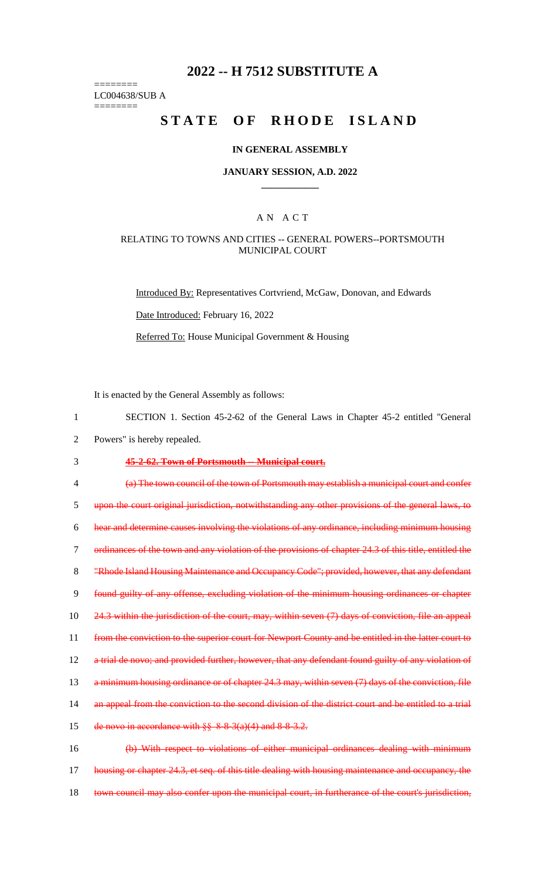# 2022 -- H 7512 SUBSTITUTE A

========
LC004638/SUB A
========

# STATE OF RHODE ISLAND

## IN GENERAL ASSEMBLY

### JANUARY SESSION, A.D. 2022

____________

## A N A C T

### RELATING TO TOWNS AND CITIES -- GENERAL POWERS--PORTSMOUTH MUNICIPAL COURT

Introduced By: Representatives Cortvriend, McGaw, Donovan, and Edwards

Date Introduced: February 16, 2022

Referred To: House Municipal Government & Housing

It is enacted by the General Assembly as follows:

1 SECTION 1. Section 45-2-62 of the General Laws in Chapter 45-2 entitled "General
2 Powers" is hereby repealed.

3 ~~**45-2-62. Town of Portsmouth -- Municipal court.**~~

4 ~~(a) The town council of the town of Portsmouth may establish a municipal court and confer~~
5 ~~upon the court original jurisdiction, notwithstanding any other provisions of the general laws, to~~
6 ~~hear and determine causes involving the violations of any ordinance, including minimum housing~~
7 ~~ordinances of the town and any violation of the provisions of chapter 24.3 of this title, entitled the~~
8 ~~"Rhode Island Housing Maintenance and Occupancy Code"; provided, however, that any defendant~~
9 ~~found guilty of any offense, excluding violation of the minimum housing ordinances or chapter~~
10 ~~24.3 within the jurisdiction of the court, may, within seven (7) days of conviction, file an appeal~~
11 ~~from the conviction to the superior court for Newport County and be entitled in the latter court to~~
12 ~~a trial de novo; and provided further, however, that any defendant found guilty of any violation of~~
13 ~~a minimum housing ordinance or of chapter 24.3 may, within seven (7) days of the conviction, file~~
14 ~~an appeal from the conviction to the second division of the district court and be entitled to a trial~~
15 ~~de novo in accordance with §§ 8-8-3(a)(4) and 8-8-3.2.~~

16 ~~(b) With respect to violations of either municipal ordinances dealing with minimum~~
17 ~~housing or chapter 24.3, et seq. of this title dealing with housing maintenance and occupancy, the~~
18 ~~town council may also confer upon the municipal court, in furtherance of the court's jurisdiction,~~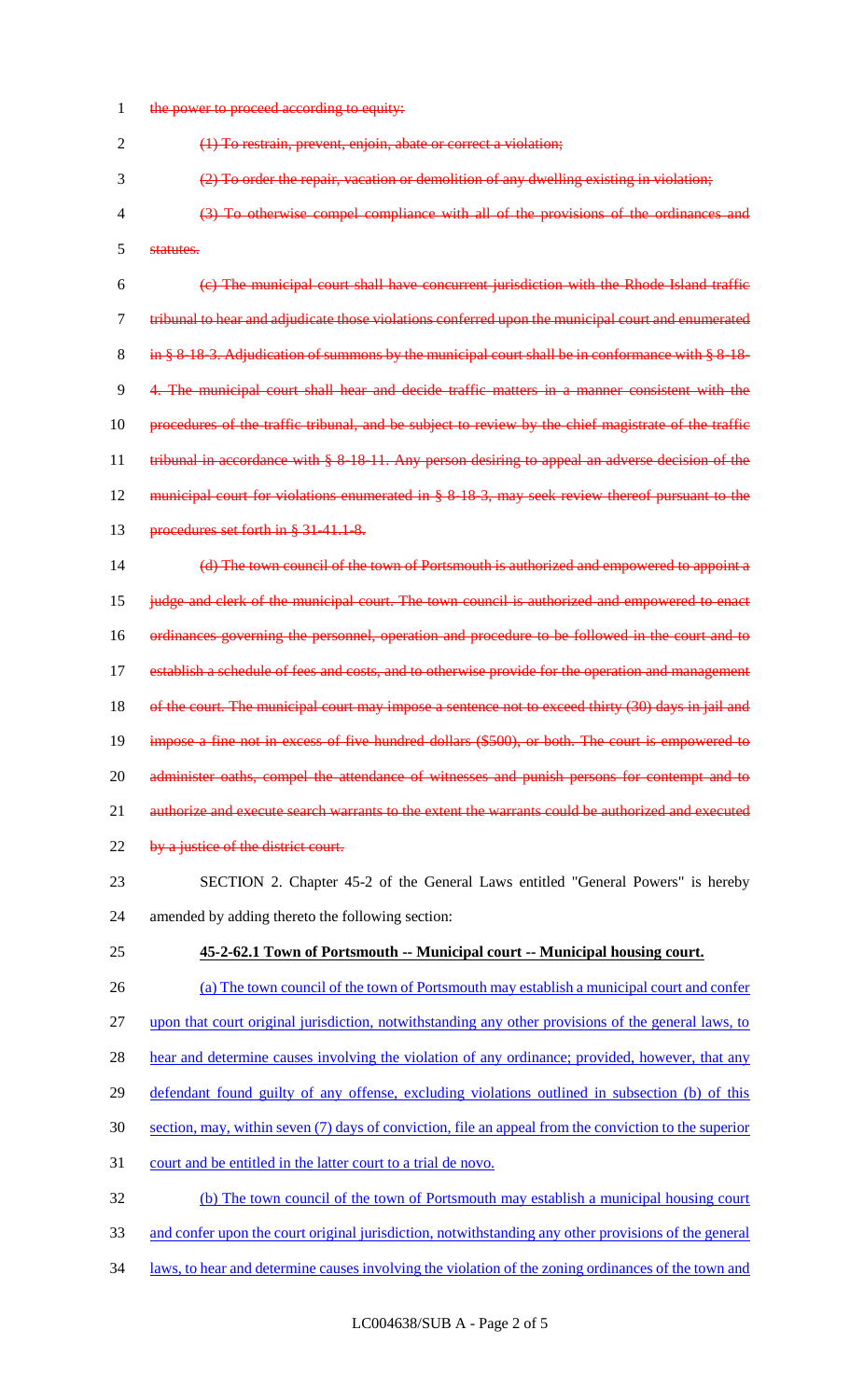~~the power to proceed according to equity:~~

~~(1) To restrain, prevent, enjoin, abate or correct a violation;~~

~~(2) To order the repair, vacation or demolition of any dwelling existing in violation;~~

~~(3) To otherwise compel compliance with all of the provisions of the ordinances and statutes.~~

~~(c) The municipal court shall have concurrent jurisdiction with the Rhode Island traffic tribunal to hear and adjudicate those violations conferred upon the municipal court and enumerated in § 8-18-3. Adjudication of summons by the municipal court shall be in conformance with § 8-18-4. The municipal court shall hear and decide traffic matters in a manner consistent with the procedures of the traffic tribunal, and be subject to review by the chief magistrate of the traffic tribunal in accordance with § 8-18-11. Any person desiring to appeal an adverse decision of the municipal court for violations enumerated in § 8-18-3, may seek review thereof pursuant to the procedures set forth in § 31-41.1-8.~~

~~(d) The town council of the town of Portsmouth is authorized and empowered to appoint a judge and clerk of the municipal court. The town council is authorized and empowered to enact ordinances governing the personnel, operation and procedure to be followed in the court and to establish a schedule of fees and costs, and to otherwise provide for the operation and management of the court. The municipal court may impose a sentence not to exceed thirty (30) days in jail and impose a fine not in excess of five hundred dollars ($500), or both. The court is empowered to administer oaths, compel the attendance of witnesses and punish persons for contempt and to authorize and execute search warrants to the extent the warrants could be authorized and executed by a justice of the district court.~~

SECTION 2. Chapter 45-2 of the General Laws entitled "General Powers" is hereby amended by adding thereto the following section:

<u>**45-2-62.1 Town of Portsmouth -- Municipal court -- Municipal housing court.**</u>

<u>(a) The town council of the town of Portsmouth may establish a municipal court and confer upon that court original jurisdiction, notwithstanding any other provisions of the general laws, to hear and determine causes involving the violation of any ordinance; provided, however, that any defendant found guilty of any offense, excluding violations outlined in subsection (b) of this section, may, within seven (7) days of conviction, file an appeal from the conviction to the superior court and be entitled in the latter court to a trial de novo.</u>

<u>(b) The town council of the town of Portsmouth may establish a municipal housing court and confer upon the court original jurisdiction, notwithstanding any other provisions of the general laws, to hear and determine causes involving the violation of the zoning ordinances of the town and</u>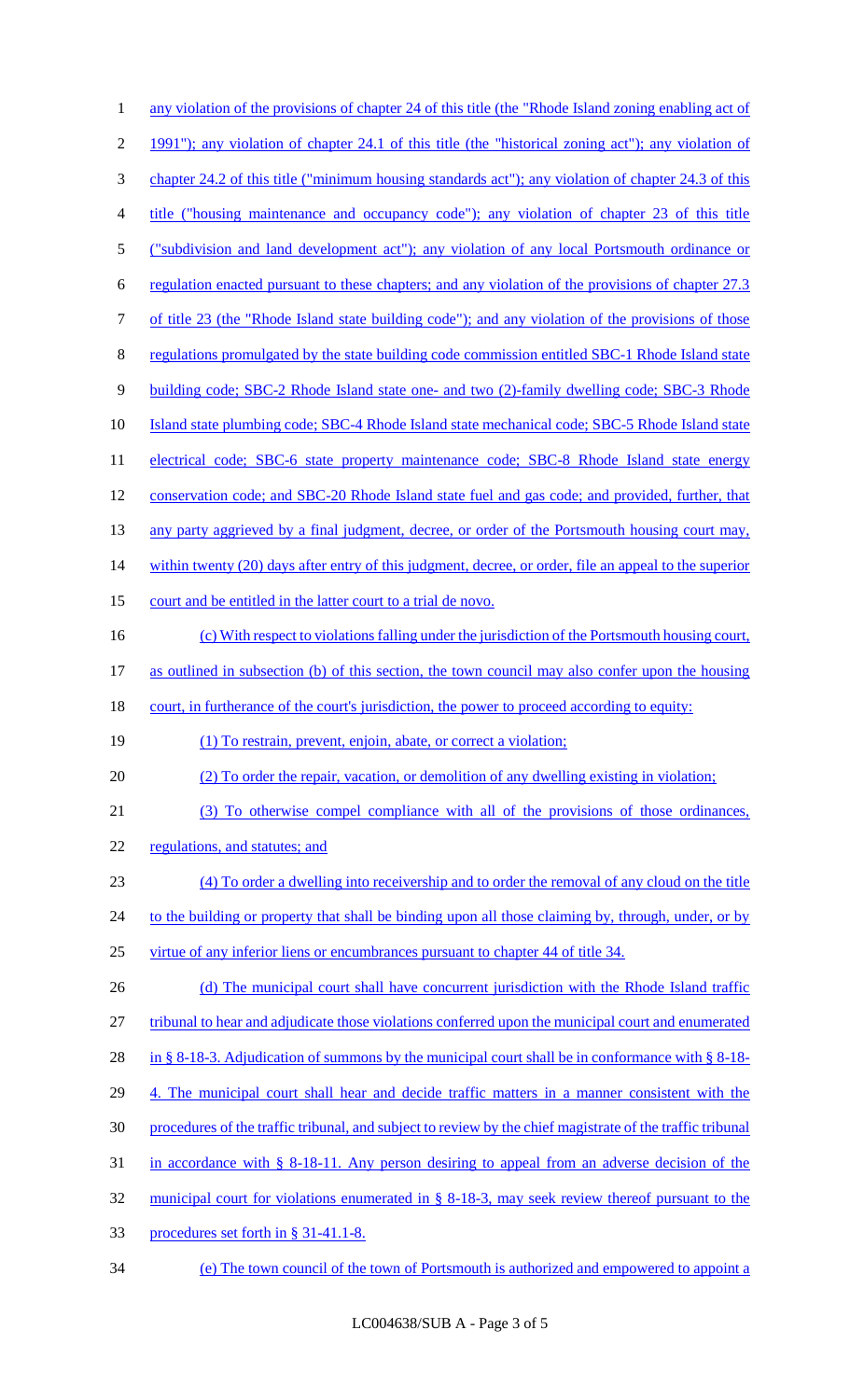any violation of the provisions of chapter 24 of this title (the "Rhode Island zoning enabling act of 1991"); any violation of chapter 24.1 of this title (the "historical zoning act"); any violation of chapter 24.2 of this title ("minimum housing standards act"); any violation of chapter 24.3 of this title ("housing maintenance and occupancy code"); any violation of chapter 23 of this title ("subdivision and land development act"); any violation of any local Portsmouth ordinance or regulation enacted pursuant to these chapters; and any violation of the provisions of chapter 27.3 of title 23 (the "Rhode Island state building code"); and any violation of the provisions of those regulations promulgated by the state building code commission entitled SBC-1 Rhode Island state building code; SBC-2 Rhode Island state one- and two (2)-family dwelling code; SBC-3 Rhode Island state plumbing code; SBC-4 Rhode Island state mechanical code; SBC-5 Rhode Island state electrical code; SBC-6 state property maintenance code; SBC-8 Rhode Island state energy conservation code; and SBC-20 Rhode Island state fuel and gas code; and provided, further, that any party aggrieved by a final judgment, decree, or order of the Portsmouth housing court may, within twenty (20) days after entry of this judgment, decree, or order, file an appeal to the superior court and be entitled in the latter court to a trial de novo.

(c) With respect to violations falling under the jurisdiction of the Portsmouth housing court, as outlined in subsection (b) of this section, the town council may also confer upon the housing court, in furtherance of the court's jurisdiction, the power to proceed according to equity:

(1) To restrain, prevent, enjoin, abate, or correct a violation;

(2) To order the repair, vacation, or demolition of any dwelling existing in violation;

(3) To otherwise compel compliance with all of the provisions of those ordinances, regulations, and statutes; and

(4) To order a dwelling into receivership and to order the removal of any cloud on the title to the building or property that shall be binding upon all those claiming by, through, under, or by virtue of any inferior liens or encumbrances pursuant to chapter 44 of title 34.

(d) The municipal court shall have concurrent jurisdiction with the Rhode Island traffic tribunal to hear and adjudicate those violations conferred upon the municipal court and enumerated in § 8-18-3. Adjudication of summons by the municipal court shall be in conformance with § 8-18-4. The municipal court shall hear and decide traffic matters in a manner consistent with the procedures of the traffic tribunal, and subject to review by the chief magistrate of the traffic tribunal in accordance with § 8-18-11. Any person desiring to appeal from an adverse decision of the municipal court for violations enumerated in § 8-18-3, may seek review thereof pursuant to the procedures set forth in § 31-41.1-8.

(e) The town council of the town of Portsmouth is authorized and empowered to appoint a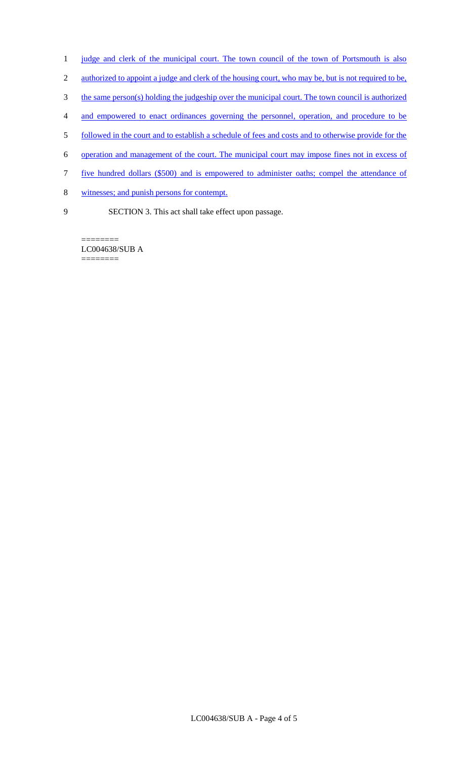judge and clerk of the municipal court. The town council of the town of Portsmouth is also authorized to appoint a judge and clerk of the housing court, who may be, but is not required to be, the same person(s) holding the judgeship over the municipal court. The town council is authorized and empowered to enact ordinances governing the personnel, operation, and procedure to be followed in the court and to establish a schedule of fees and costs and to otherwise provide for the operation and management of the court. The municipal court may impose fines not in excess of five hundred dollars ($500) and is empowered to administer oaths; compel the attendance of witnesses; and punish persons for contempt.

SECTION 3. This act shall take effect upon passage.

========
LC004638/SUB A
========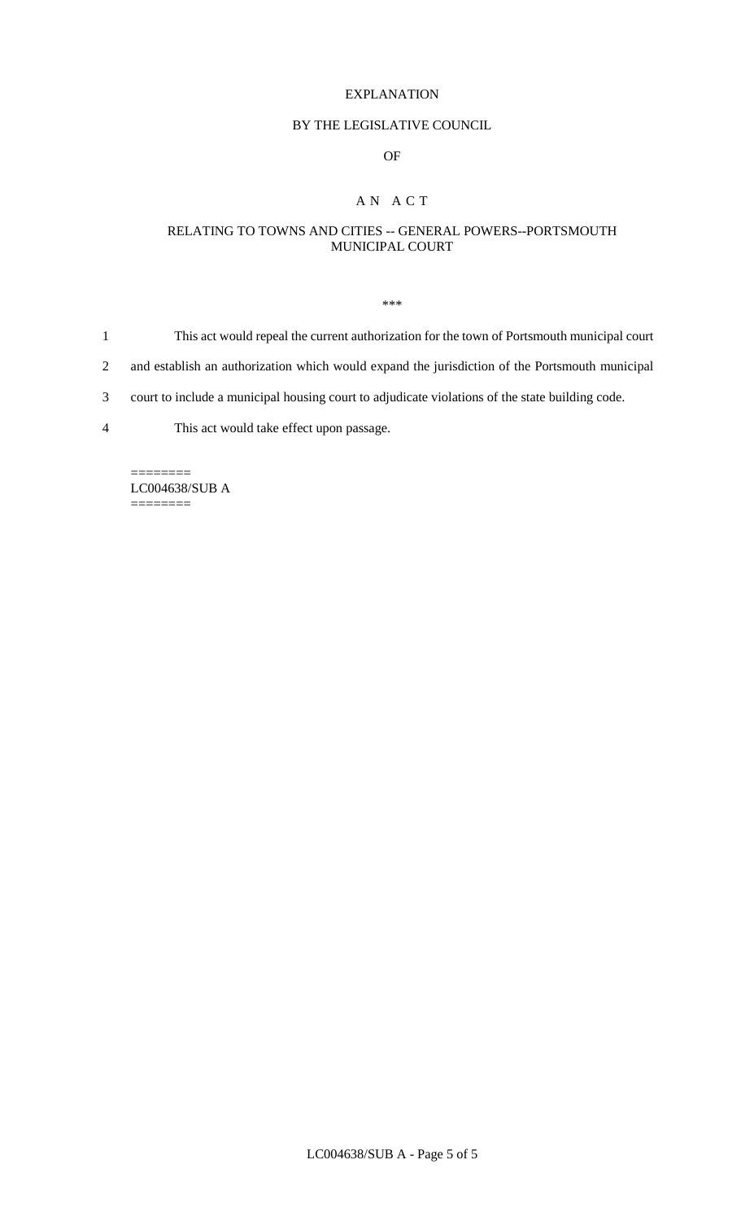EXPLANATION

BY THE LEGISLATIVE COUNCIL

OF

A N A C T

RELATING TO TOWNS AND CITIES -- GENERAL POWERS--PORTSMOUTH MUNICIPAL COURT

\*\*\*

1 This act would repeal the current authorization for the town of Portsmouth municipal court
2 and establish an authorization which would expand the jurisdiction of the Portsmouth municipal
3 court to include a municipal housing court to adjudicate violations of the state building code.
4 This act would take effect upon passage.

========
LC004638/SUB A
========